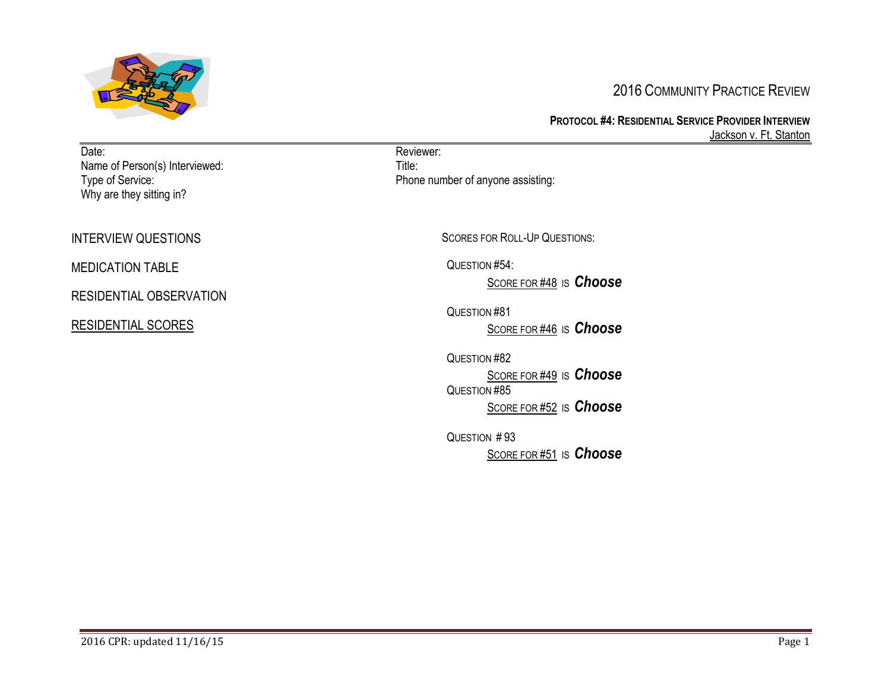# 2016 Community Practice Review

## Protocol #4: Residential Service Provider Interview

Jackson v. Ft. Stanton

Date:
Name of Person(s) Interviewed:
Type of Service:
Why are they sitting in?

Reviewer:
Title:
Phone number of anyone assisting:

INTERVIEW QUESTIONS

MEDICATION TABLE

RESIDENTIAL OBSERVATION

RESIDENTIAL SCORES

Scores for Roll-Up Questions:

Question #54:
Score for #48 is ***Choose***

Question #81
Score for #46 is ***Choose***

Question #82
Score for #49 is ***Choose***

Question #85
Score for #52 is ***Choose***

Question # 93
Score for #51 is ***Choose***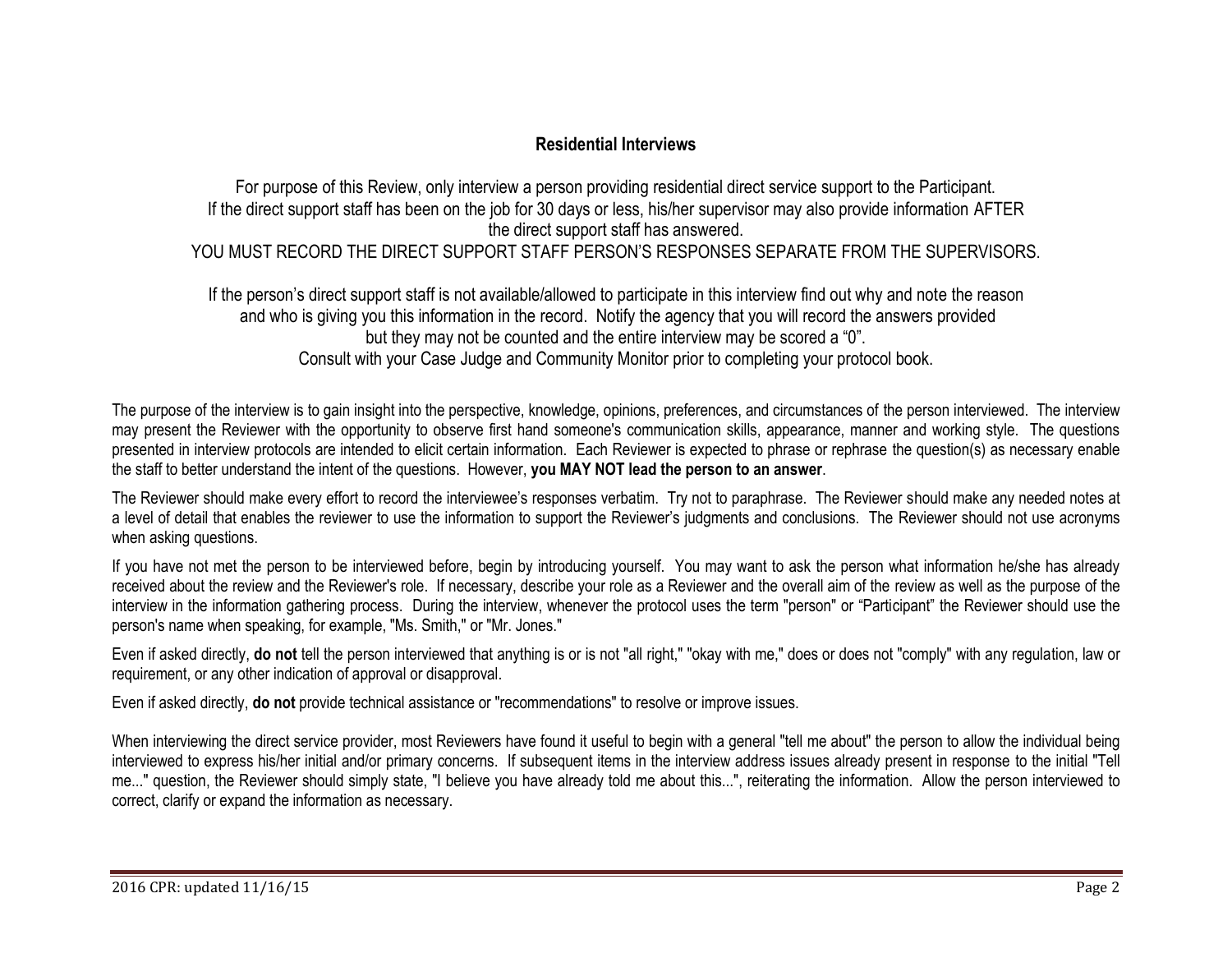## Residential Interviews

For purpose of this Review, only interview a person providing residential direct service support to the Participant.
If the direct support staff has been on the job for 30 days or less, his/her supervisor may also provide information AFTER the direct support staff has answered.
YOU MUST RECORD THE DIRECT SUPPORT STAFF PERSON'S RESPONSES SEPARATE FROM THE SUPERVISORS.

If the person's direct support staff is not available/allowed to participate in this interview find out why and note the reason and who is giving you this information in the record. Notify the agency that you will record the answers provided but they may not be counted and the entire interview may be scored a "0".
Consult with your Case Judge and Community Monitor prior to completing your protocol book.

The purpose of the interview is to gain insight into the perspective, knowledge, opinions, preferences, and circumstances of the person interviewed. The interview may present the Reviewer with the opportunity to observe first hand someone's communication skills, appearance, manner and working style. The questions presented in interview protocols are intended to elicit certain information. Each Reviewer is expected to phrase or rephrase the question(s) as necessary enable the staff to better understand the intent of the questions. However, **you MAY NOT lead the person to an answer**.

The Reviewer should make every effort to record the interviewee's responses verbatim. Try not to paraphrase. The Reviewer should make any needed notes at a level of detail that enables the reviewer to use the information to support the Reviewer's judgments and conclusions. The Reviewer should not use acronyms when asking questions.

If you have not met the person to be interviewed before, begin by introducing yourself. You may want to ask the person what information he/she has already received about the review and the Reviewer's role. If necessary, describe your role as a Reviewer and the overall aim of the review as well as the purpose of the interview in the information gathering process. During the interview, whenever the protocol uses the term "person" or "Participant" the Reviewer should use the person's name when speaking, for example, "Ms. Smith," or "Mr. Jones."

Even if asked directly, **do not** tell the person interviewed that anything is or is not "all right," "okay with me," does or does not "comply" with any regulation, law or requirement, or any other indication of approval or disapproval.

Even if asked directly, **do not** provide technical assistance or "recommendations" to resolve or improve issues.

When interviewing the direct service provider, most Reviewers have found it useful to begin with a general "tell me about" the person to allow the individual being interviewed to express his/her initial and/or primary concerns. If subsequent items in the interview address issues already present in response to the initial "Tell me..." question, the Reviewer should simply state, "I believe you have already told me about this...", reiterating the information. Allow the person interviewed to correct, clarify or expand the information as necessary.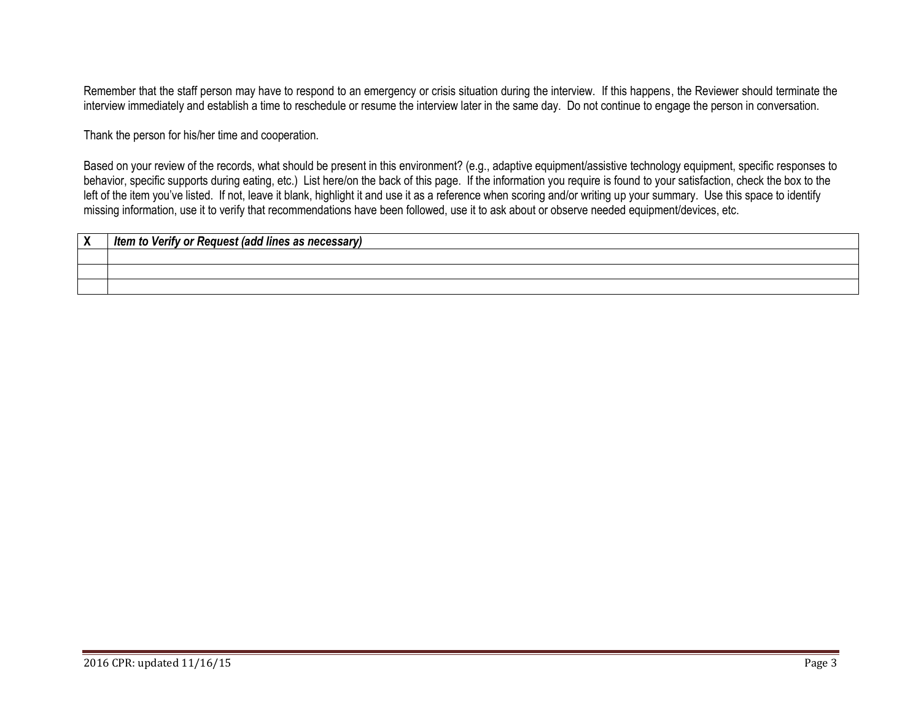Remember that the staff person may have to respond to an emergency or crisis situation during the interview. If this happens, the Reviewer should terminate the interview immediately and establish a time to reschedule or resume the interview later in the same day. Do not continue to engage the person in conversation.

Thank the person for his/her time and cooperation.

Based on your review of the records, what should be present in this environment? (e.g., adaptive equipment/assistive technology equipment, specific responses to behavior, specific supports during eating, etc.) List here/on the back of this page. If the information you require is found to your satisfaction, check the box to the left of the item you've listed. If not, leave it blank, highlight it and use it as a reference when scoring and/or writing up your summary. Use this space to identify missing information, use it to verify that recommendations have been followed, use it to ask about or observe needed equipment/devices, etc.

| X | *Item to Verify or Request (add lines as necessary)* |
|---|---|
| | |
| | |
| | |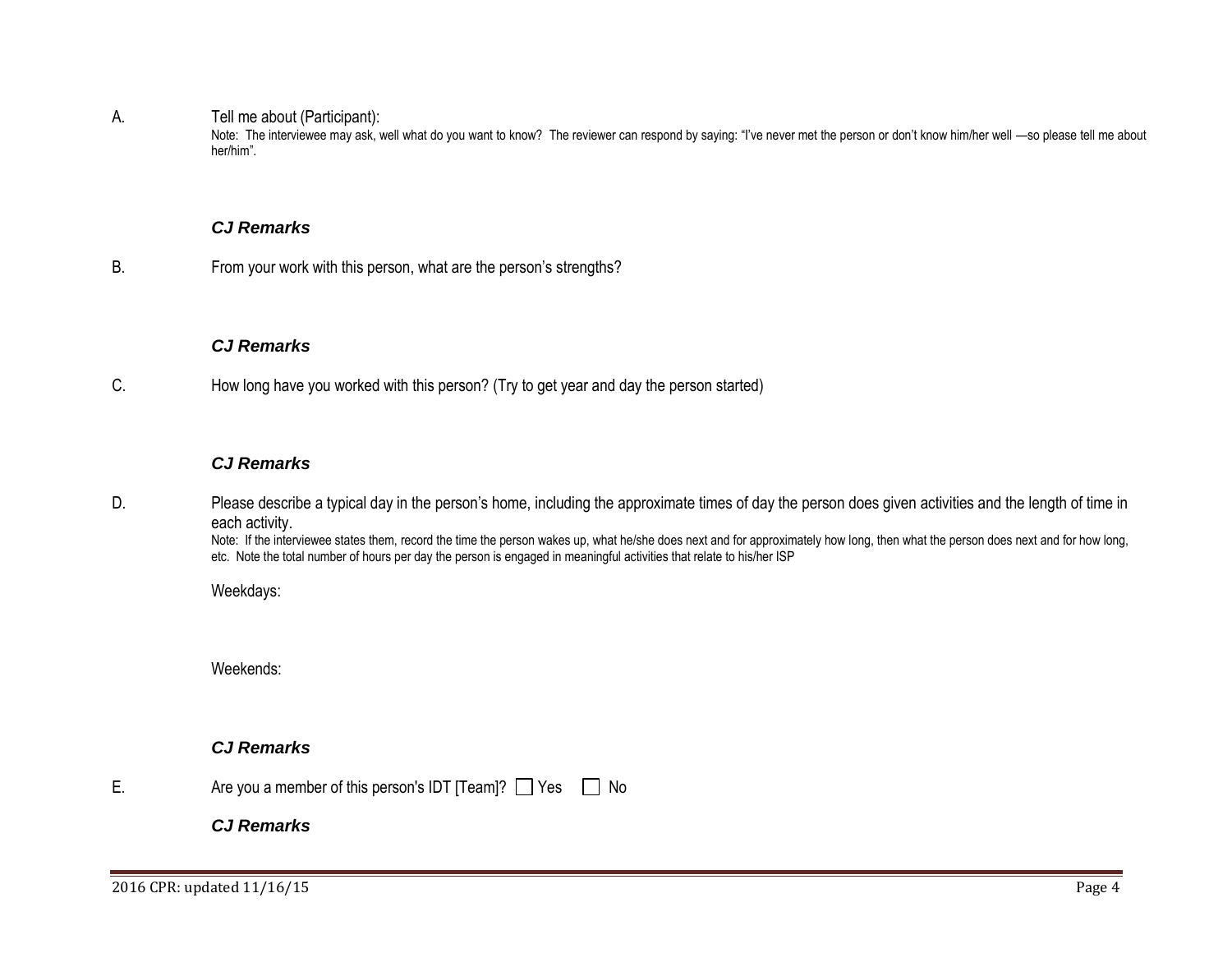A. Tell me about (Participant):

Note: The interviewee may ask, well what do you want to know? The reviewer can respond by saying: "I've never met the person or don't know him/her well —so please tell me about her/him".

***CJ Remarks***

B. From your work with this person, what are the person's strengths?

***CJ Remarks***

C. How long have you worked with this person? (Try to get year and day the person started)

***CJ Remarks***

D. Please describe a typical day in the person's home, including the approximate times of day the person does given activities and the length of time in each activity.

Note: If the interviewee states them, record the time the person wakes up, what he/she does next and for approximately how long, then what the person does next and for how long, etc. Note the total number of hours per day the person is engaged in meaningful activities that relate to his/her ISP

Weekdays:

Weekends:

***CJ Remarks***

E. Are you a member of this person's IDT [Team]? ☐ Yes ☐ No

***CJ Remarks***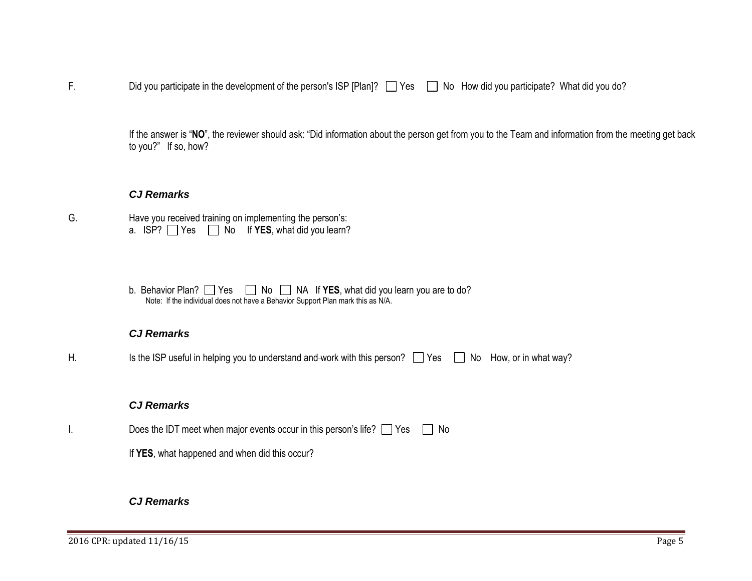F. Did you participate in the development of the person's ISP [Plan]? ☐ Yes ☐ No How did you participate? What did you do?

If the answer is "**NO**", the reviewer should ask: "Did information about the person get from you to the Team and information from the meeting get back to you?" If so, how?

***CJ Remarks***

G. Have you received training on implementing the person's:

a. ISP? ☐ Yes ☐ No If **YES**, what did you learn?

b. Behavior Plan? ☐ Yes ☐ No ☐ NA If **YES**, what did you learn you are to do?

Note: If the individual does not have a Behavior Support Plan mark this as N/A.

***CJ Remarks***

H. Is the ISP useful in helping you to understand and work with this person? ☐ Yes ☐ No How, or in what way?

***CJ Remarks***

I. Does the IDT meet when major events occur in this person's life? ☐ Yes ☐ No

If **YES**, what happened and when did this occur?

***CJ Remarks***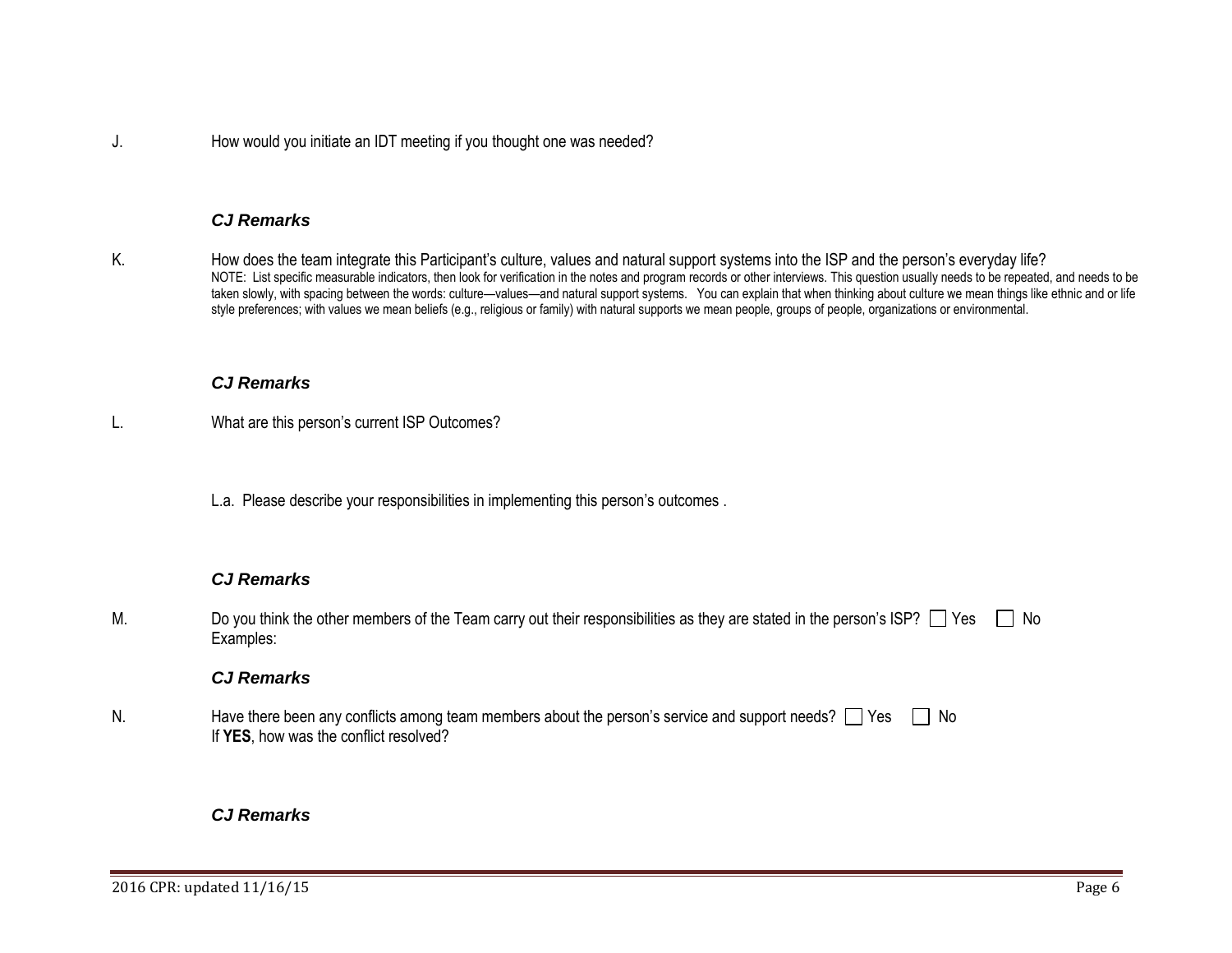J. How would you initiate an IDT meeting if you thought one was needed?

***CJ Remarks***

K. How does the team integrate this Participant's culture, values and natural support systems into the ISP and the person's everyday life?

NOTE: List specific measurable indicators, then look for verification in the notes and program records or other interviews. This question usually needs to be repeated, and needs to be taken slowly, with spacing between the words: culture—values—and natural support systems. You can explain that when thinking about culture we mean things like ethnic and or life style preferences; with values we mean beliefs (e.g., religious or family) with natural supports we mean people, groups of people, organizations or environmental.

***CJ Remarks***

L. What are this person's current ISP Outcomes?

L.a. Please describe your responsibilities in implementing this person's outcomes .

***CJ Remarks***

M. Do you think the other members of the Team carry out their responsibilities as they are stated in the person's ISP? ☐ Yes ☐ No
Examples:

***CJ Remarks***

N. Have there been any conflicts among team members about the person's service and support needs? ☐ Yes ☐ No
If **YES**, how was the conflict resolved?

***CJ Remarks***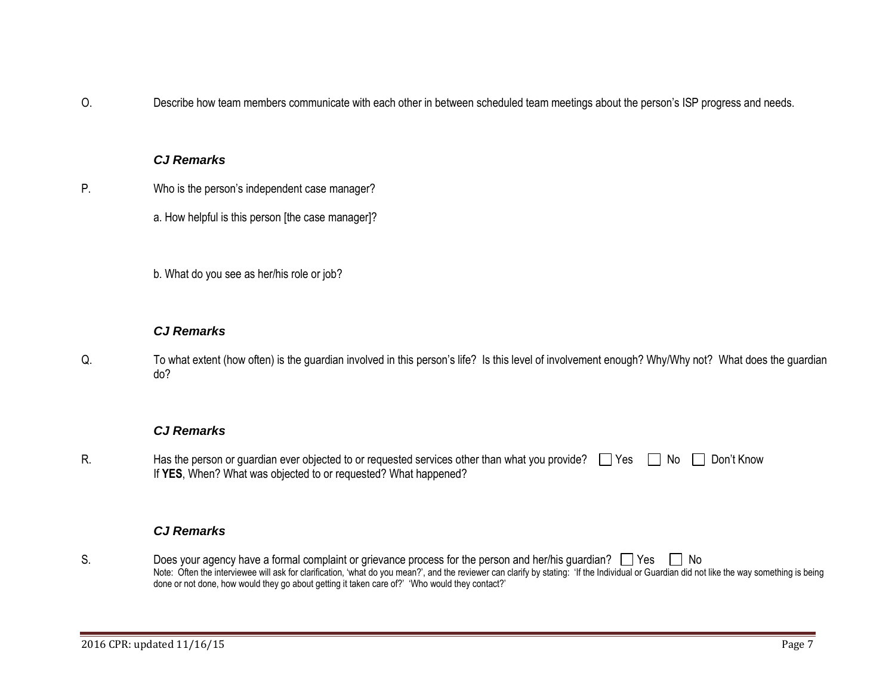O. Describe how team members communicate with each other in between scheduled team meetings about the person's ISP progress and needs.

***CJ Remarks***

P. Who is the person's independent case manager?

a. How helpful is this person [the case manager]?

b. What do you see as her/his role or job?

***CJ Remarks***

Q. To what extent (how often) is the guardian involved in this person's life? Is this level of involvement enough? Why/Why not? What does the guardian do?

***CJ Remarks***

R. Has the person or guardian ever objected to or requested services other than what you provide? ☐ Yes ☐ No ☐ Don't Know
If **YES**, When? What was objected to or requested? What happened?

***CJ Remarks***

S. Does your agency have a formal complaint or grievance process for the person and her/his guardian? ☐ Yes ☐ No
Note: Often the interviewee will ask for clarification, 'what do you mean?', and the reviewer can clarify by stating: 'If the Individual or Guardian did not like the way something is being done or not done, how would they go about getting it taken care of?' 'Who would they contact?'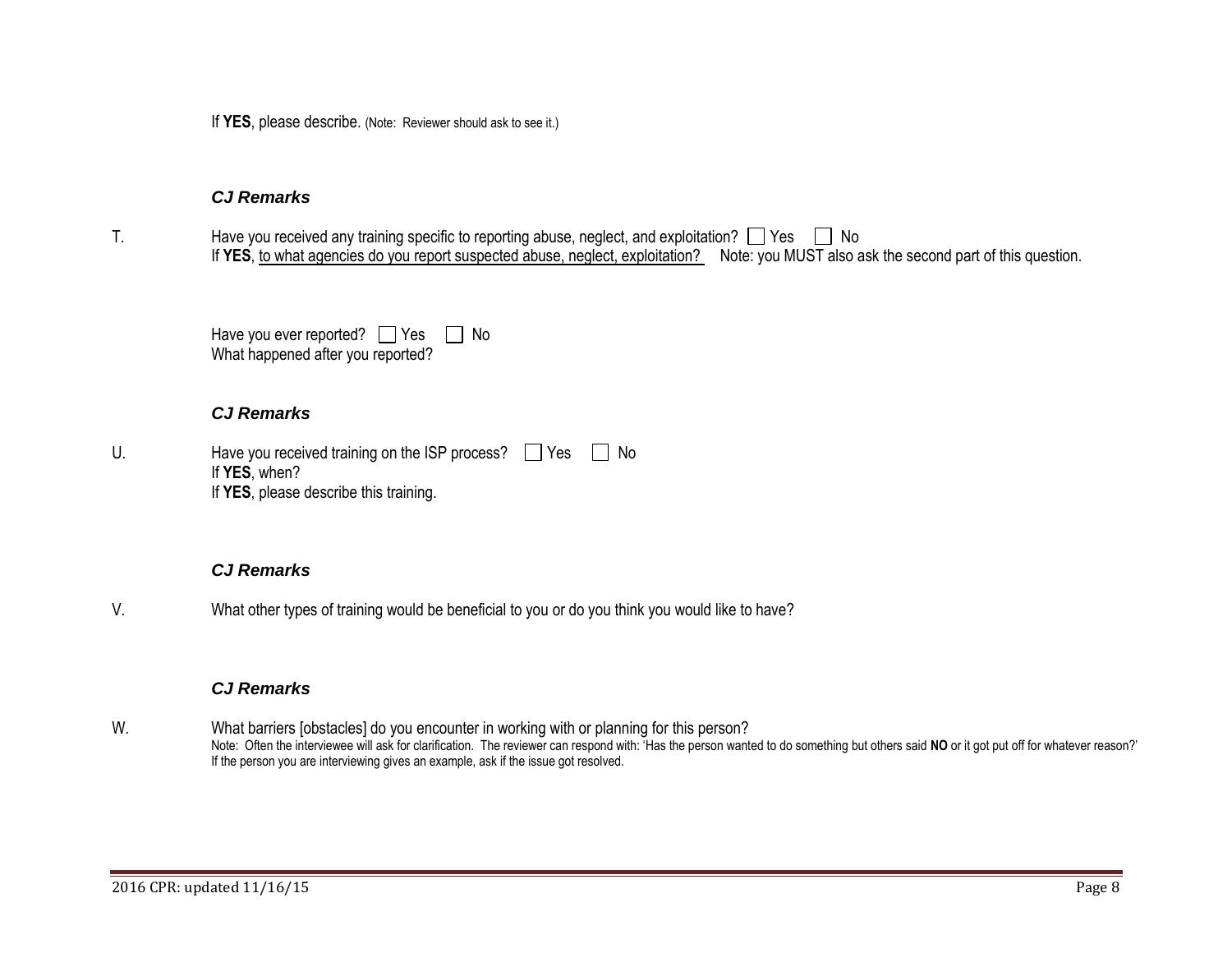If **YES**, please describe. (Note: Reviewer should ask to see it.)

***CJ Remarks***

T. Have you received any training specific to reporting abuse, neglect, and exploitation? ☐ Yes ☐ No
If **YES**, <u>to what agencies do you report suspected abuse, neglect, exploitation?</u> Note: you MUST also ask the second part of this question.

Have you ever reported? ☐ Yes ☐ No
What happened after you reported?

***CJ Remarks***

U. Have you received training on the ISP process? ☐ Yes ☐ No
If **YES**, when?
If **YES**, please describe this training.

***CJ Remarks***

V. What other types of training would be beneficial to you or do you think you would like to have?

***CJ Remarks***

W. What barriers [obstacles] do you encounter in working with or planning for this person?
Note: Often the interviewee will ask for clarification. The reviewer can respond with: 'Has the person wanted to do something but others said **NO** or it got put off for whatever reason?' If the person you are interviewing gives an example, ask if the issue got resolved.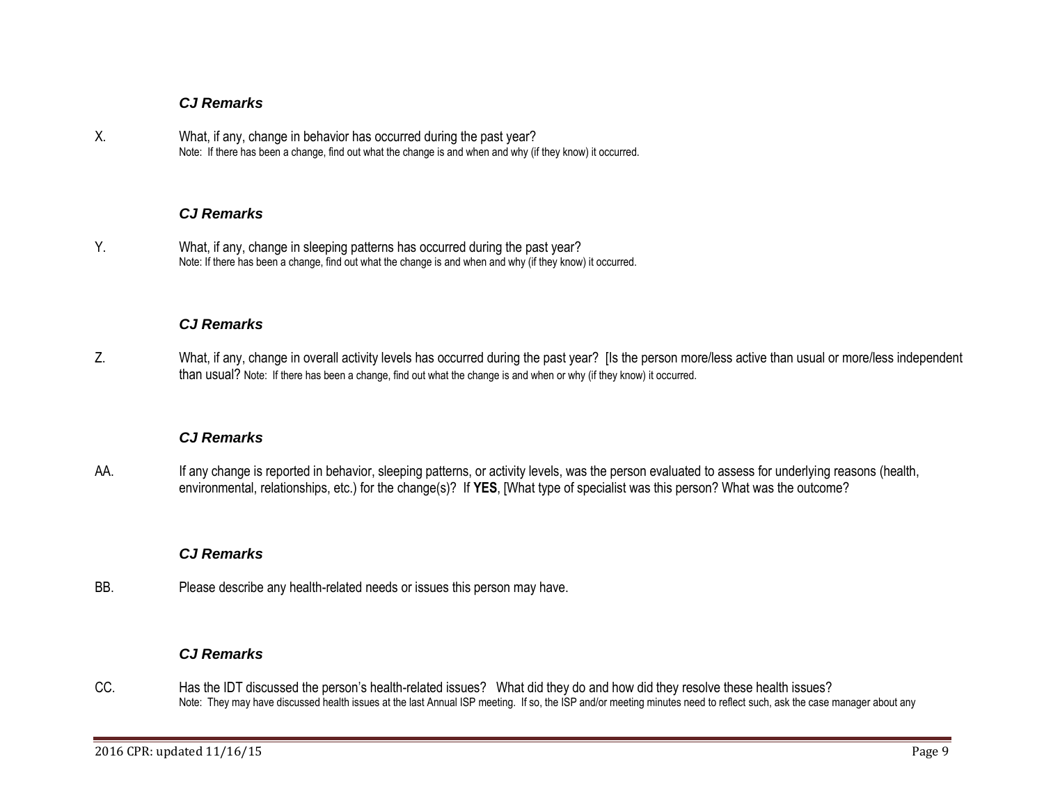***CJ Remarks***

X. What, if any, change in behavior has occurred during the past year?
Note: If there has been a change, find out what the change is and when and why (if they know) it occurred.

***CJ Remarks***

Y. What, if any, change in sleeping patterns has occurred during the past year?
Note: If there has been a change, find out what the change is and when and why (if they know) it occurred.

***CJ Remarks***

Z. What, if any, change in overall activity levels has occurred during the past year? [Is the person more/less active than usual or more/less independent than usual? Note: If there has been a change, find out what the change is and when or why (if they know) it occurred.

***CJ Remarks***

AA. If any change is reported in behavior, sleeping patterns, or activity levels, was the person evaluated to assess for underlying reasons (health, environmental, relationships, etc.) for the change(s)? If **YES**, [What type of specialist was this person? What was the outcome?

***CJ Remarks***

BB. Please describe any health-related needs or issues this person may have.

***CJ Remarks***

CC. Has the IDT discussed the person's health-related issues? What did they do and how did they resolve these health issues?
Note: They may have discussed health issues at the last Annual ISP meeting. If so, the ISP and/or meeting minutes need to reflect such, ask the case manager about any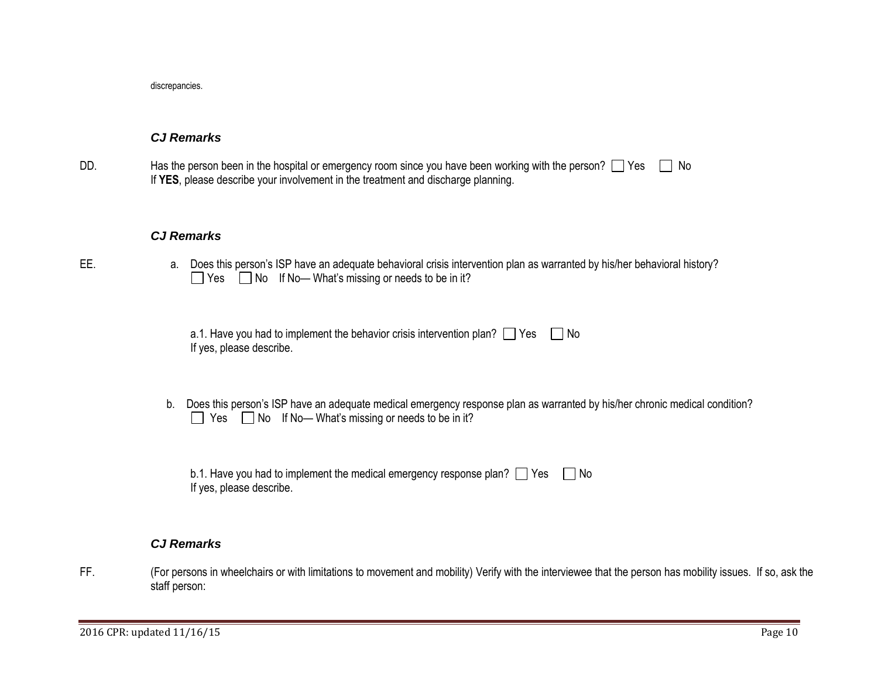discrepancies.

***CJ Remarks***

DD. Has the person been in the hospital or emergency room since you have been working with the person? ☐ Yes ☐ No
If **YES**, please describe your involvement in the treatment and discharge planning.

***CJ Remarks***

EE.

a. Does this person's ISP have an adequate behavioral crisis intervention plan as warranted by his/her behavioral history?
☐ Yes ☐ No If No— What's missing or needs to be in it?

a.1. Have you had to implement the behavior crisis intervention plan? ☐ Yes ☐ No
If yes, please describe.

b. Does this person's ISP have an adequate medical emergency response plan as warranted by his/her chronic medical condition?
☐ Yes ☐ No If No— What's missing or needs to be in it?

b.1. Have you had to implement the medical emergency response plan? ☐ Yes ☐ No
If yes, please describe.

***CJ Remarks***

FF. (For persons in wheelchairs or with limitations to movement and mobility) Verify with the interviewee that the person has mobility issues. If so, ask the staff person: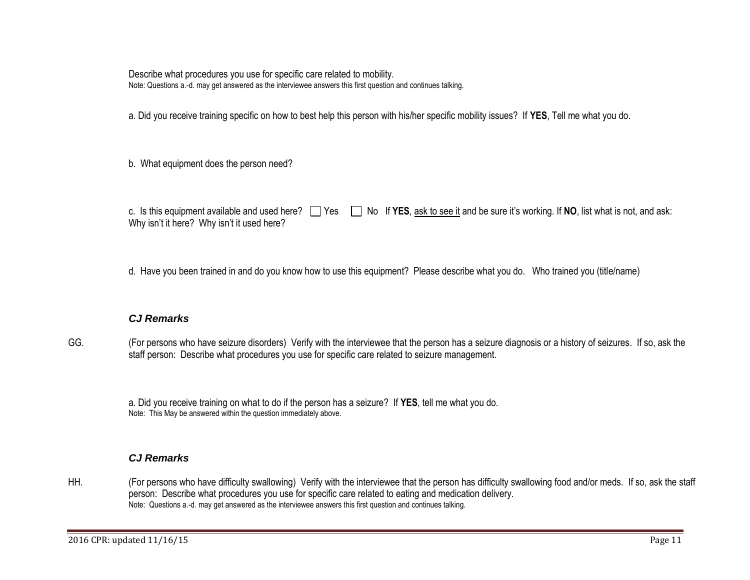Describe what procedures you use for specific care related to mobility.
Note: Questions a.-d. may get answered as the interviewee answers this first question and continues talking.

a. Did you receive training specific on how to best help this person with his/her specific mobility issues? If **YES**, Tell me what you do.

b. What equipment does the person need?

c. Is this equipment available and used here? ☐ Yes ☐ No If **YES**, ask to see it and be sure it's working. If **NO**, list what is not, and ask: Why isn't it here? Why isn't it used here?

d. Have you been trained in and do you know how to use this equipment? Please describe what you do. Who trained you (title/name)

***CJ Remarks***

GG. (For persons who have seizure disorders) Verify with the interviewee that the person has a seizure diagnosis or a history of seizures. If so, ask the staff person: Describe what procedures you use for specific care related to seizure management.

a. Did you receive training on what to do if the person has a seizure? If **YES**, tell me what you do.
Note: This May be answered within the question immediately above.

***CJ Remarks***

HH. (For persons who have difficulty swallowing) Verify with the interviewee that the person has difficulty swallowing food and/or meds. If so, ask the staff person: Describe what procedures you use for specific care related to eating and medication delivery.
Note: Questions a.-d. may get answered as the interviewee answers this first question and continues talking.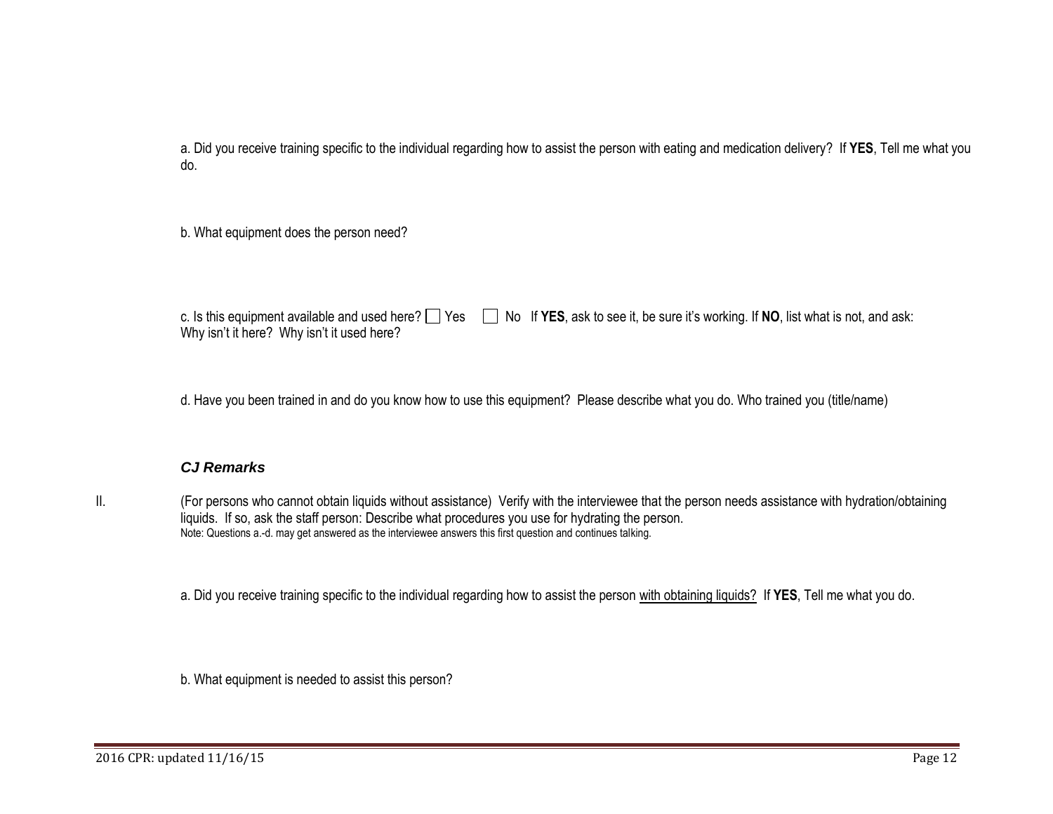a. Did you receive training specific to the individual regarding how to assist the person with eating and medication delivery? If **YES**, Tell me what you do.

b. What equipment does the person need?

c. Is this equipment available and used here? ☐ Yes ☐ No If **YES**, ask to see it, be sure it's working. If **NO**, list what is not, and ask: Why isn't it here? Why isn't it used here?

d. Have you been trained in and do you know how to use this equipment? Please describe what you do. Who trained you (title/name)

***CJ Remarks***

II. (For persons who cannot obtain liquids without assistance) Verify with the interviewee that the person needs assistance with hydration/obtaining liquids. If so, ask the staff person: Describe what procedures you use for hydrating the person.
Note: Questions a.-d. may get answered as the interviewee answers this first question and continues talking.

a. Did you receive training specific to the individual regarding how to assist the person <u>with obtaining liquids?</u> If **YES**, Tell me what you do.

b. What equipment is needed to assist this person?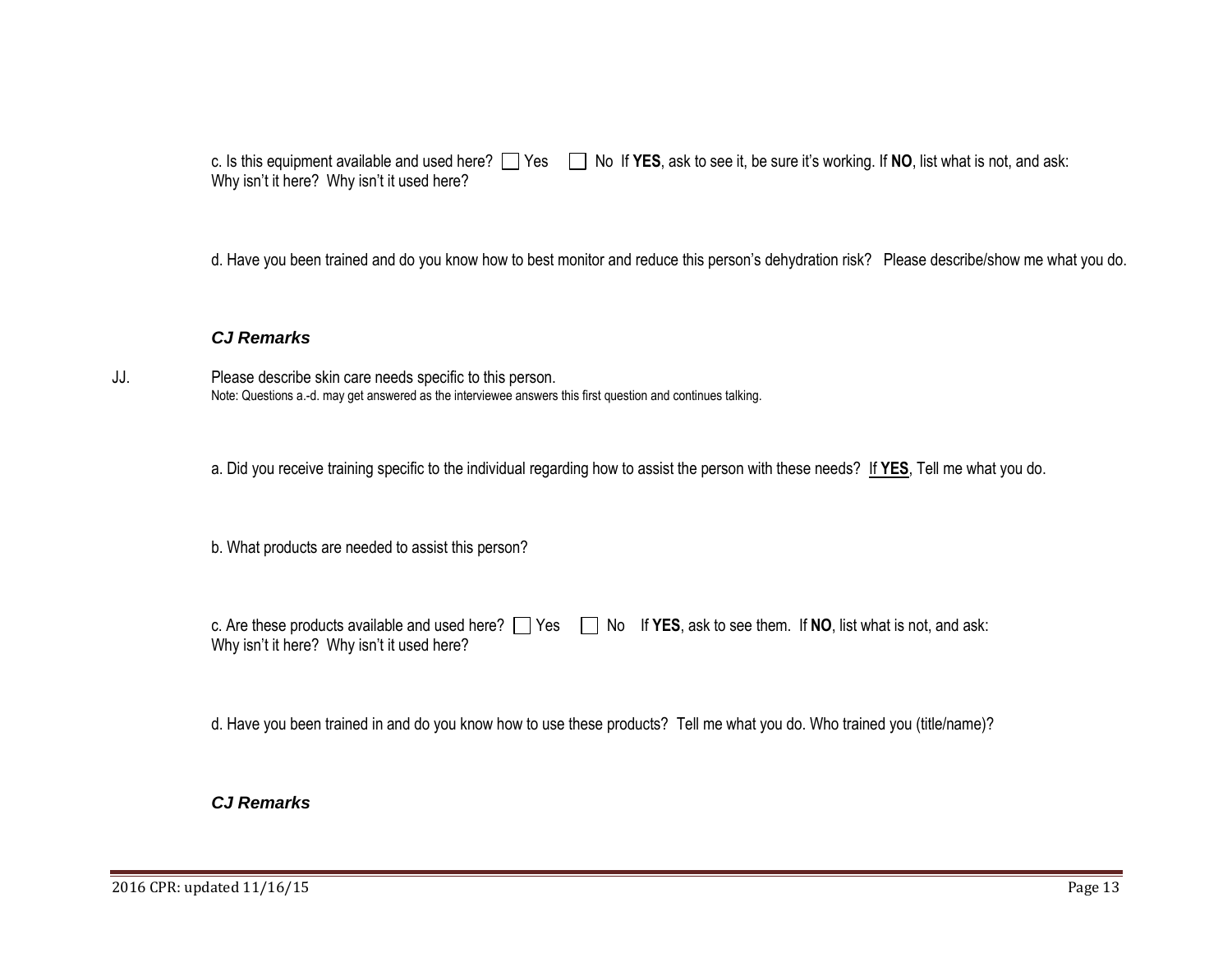c. Is this equipment available and used here? ☐ Yes ☐ No If **YES**, ask to see it, be sure it's working. If **NO**, list what is not, and ask: Why isn't it here? Why isn't it used here?

d. Have you been trained and do you know how to best monitor and reduce this person's dehydration risk? Please describe/show me what you do.

***CJ Remarks***

JJ. Please describe skin care needs specific to this person.
Note: Questions a.-d. may get answered as the interviewee answers this first question and continues talking.

a. Did you receive training specific to the individual regarding how to assist the person with these needs? If **YES**, Tell me what you do.

b. What products are needed to assist this person?

c. Are these products available and used here? ☐ Yes ☐ No If **YES**, ask to see them. If **NO**, list what is not, and ask: Why isn't it here? Why isn't it used here?

d. Have you been trained in and do you know how to use these products? Tell me what you do. Who trained you (title/name)?

***CJ Remarks***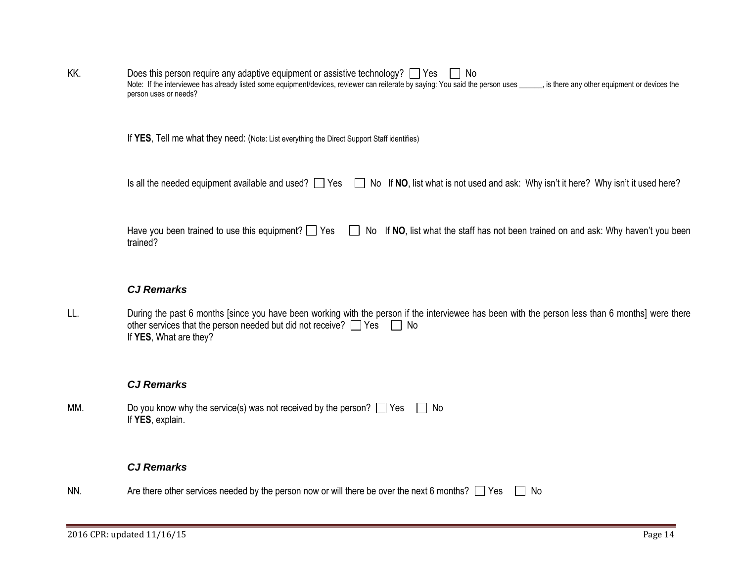KK. Does this person require any adaptive equipment or assistive technology? ☐ Yes ☐ No

Note: If the interviewee has already listed some equipment/devices, reviewer can reiterate by saying: You said the person uses ______, is there any other equipment or devices the person uses or needs?

If **YES**, Tell me what they need: (Note: List everything the Direct Support Staff identifies)

Is all the needed equipment available and used? ☐ Yes ☐ No If **NO**, list what is not used and ask: Why isn't it here? Why isn't it used here?

Have you been trained to use this equipment? ☐ Yes ☐ No If **NO**, list what the staff has not been trained on and ask: Why haven't you been trained?

***CJ Remarks***

LL. During the past 6 months [since you have been working with the person if the interviewee has been with the person less than 6 months] were there other services that the person needed but did not receive? ☐ Yes ☐ No

If **YES**, What are they?

***CJ Remarks***

MM. Do you know why the service(s) was not received by the person? ☐ Yes ☐ No

If **YES**, explain.

***CJ Remarks***

NN. Are there other services needed by the person now or will there be over the next 6 months? ☐ Yes ☐ No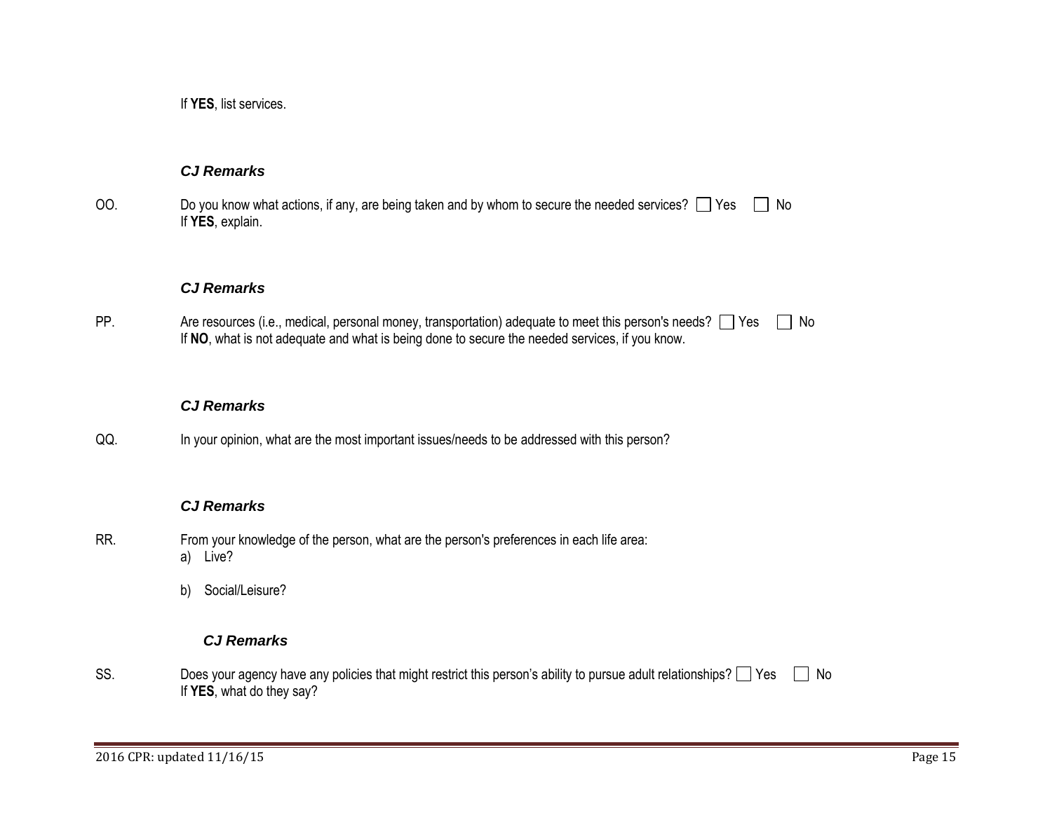If **YES**, list services.

***CJ Remarks***

OO. Do you know what actions, if any, are being taken and by whom to secure the needed services? ☐ Yes ☐ No
If **YES**, explain.

***CJ Remarks***

PP. Are resources (i.e., medical, personal money, transportation) adequate to meet this person's needs? ☐ Yes ☐ No
If **NO**, what is not adequate and what is being done to secure the needed services, if you know.

***CJ Remarks***

QQ. In your opinion, what are the most important issues/needs to be addressed with this person?

***CJ Remarks***

RR. From your knowledge of the person, what are the person's preferences in each life area:

a) Live?

b) Social/Leisure?

***CJ Remarks***

SS. Does your agency have any policies that might restrict this person's ability to pursue adult relationships? ☐ Yes ☐ No
If **YES**, what do they say?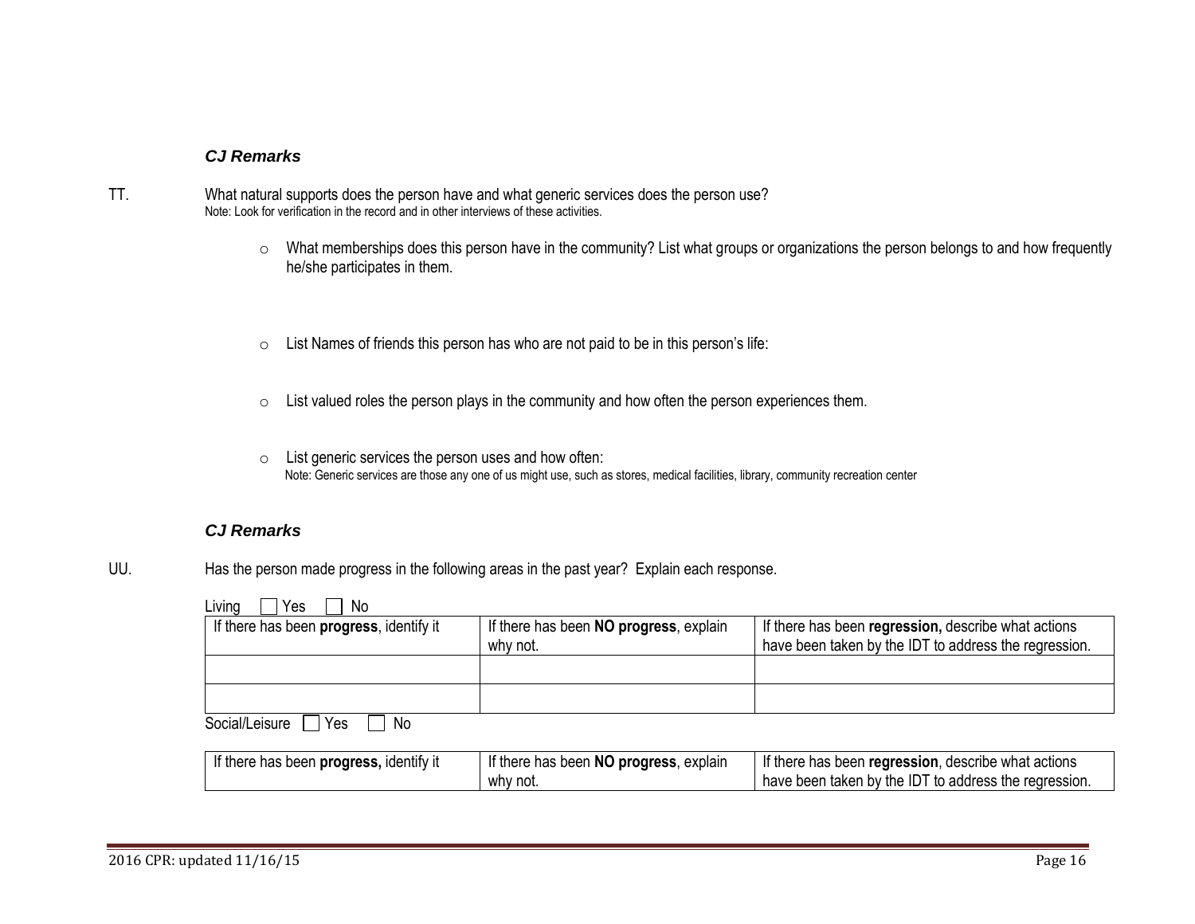***CJ Remarks***

TT. What natural supports does the person have and what generic services does the person use?
Note: Look for verification in the record and in other interviews of these activities.

- What memberships does this person have in the community? List what groups or organizations the person belongs to and how frequently he/she participates in them.

- List Names of friends this person has who are not paid to be in this person's life:

- List valued roles the person plays in the community and how often the person experiences them.

- List generic services the person uses and how often:
  Note: Generic services are those any one of us might use, such as stores, medical facilities, library, community recreation center

***CJ Remarks***

UU. Has the person made progress in the following areas in the past year? Explain each response.

Living ☐ Yes ☐ No

| If there has been **progress**, identify it | If there has been **NO progress**, explain why not. | If there has been **regression,** describe what actions have been taken by the IDT to address the regression. |
|---|---|---|
| | | |
| | | |

Social/Leisure ☐ Yes ☐ No

| If there has been **progress,** identify it | If there has been **NO progress**, explain why not. | If there has been **regression**, describe what actions have been taken by the IDT to address the regression. |
|---|---|---|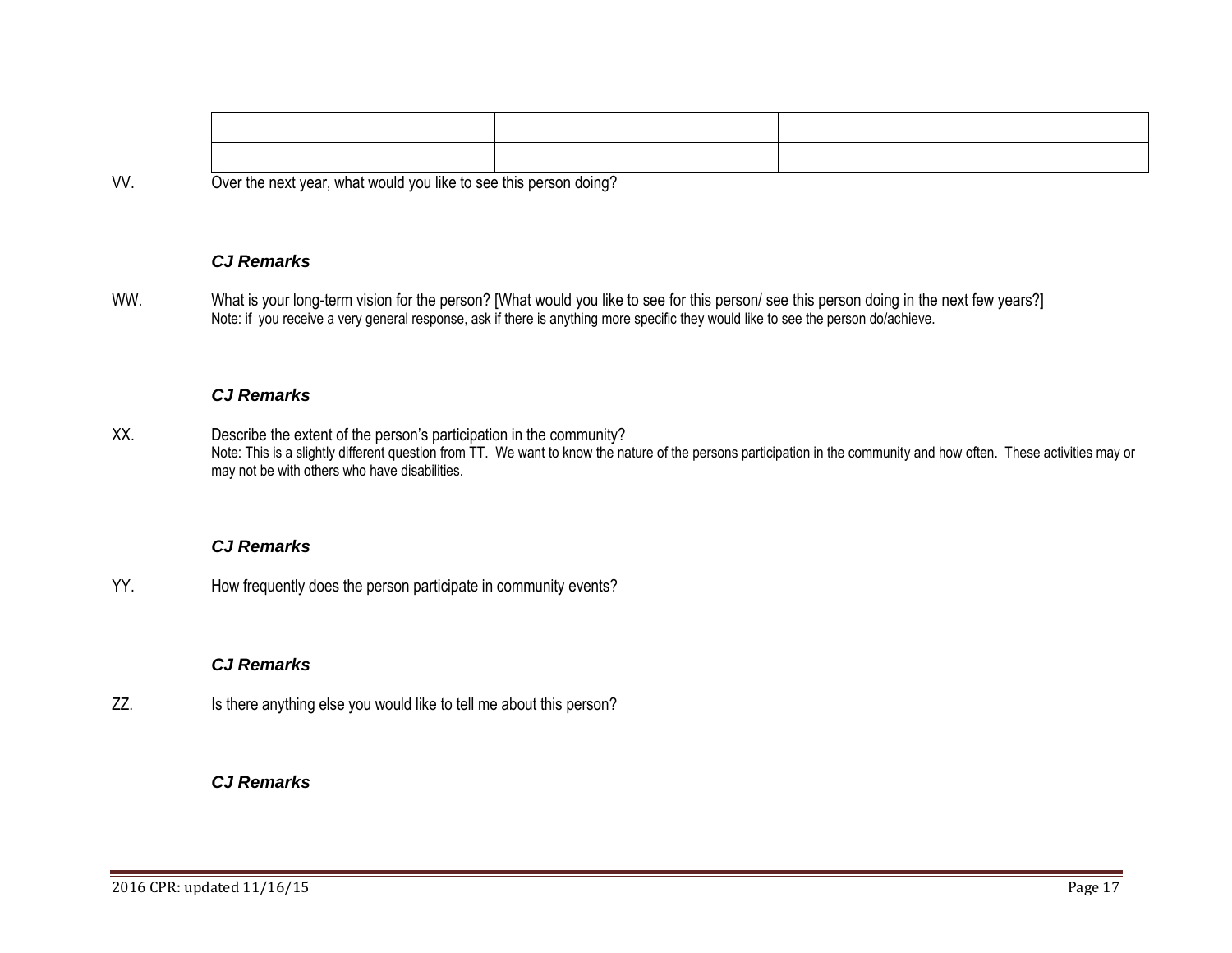| | | |
|---|---|---|
| | | |

VV. Over the next year, what would you like to see this person doing?

***CJ Remarks***

WW. What is your long-term vision for the person? [What would you like to see for this person/ see this person doing in the next few years?]
Note: if you receive a very general response, ask if there is anything more specific they would like to see the person do/achieve.

***CJ Remarks***

XX. Describe the extent of the person's participation in the community?
Note: This is a slightly different question from TT. We want to know the nature of the persons participation in the community and how often. These activities may or may not be with others who have disabilities.

***CJ Remarks***

YY. How frequently does the person participate in community events?

***CJ Remarks***

ZZ. Is there anything else you would like to tell me about this person?

***CJ Remarks***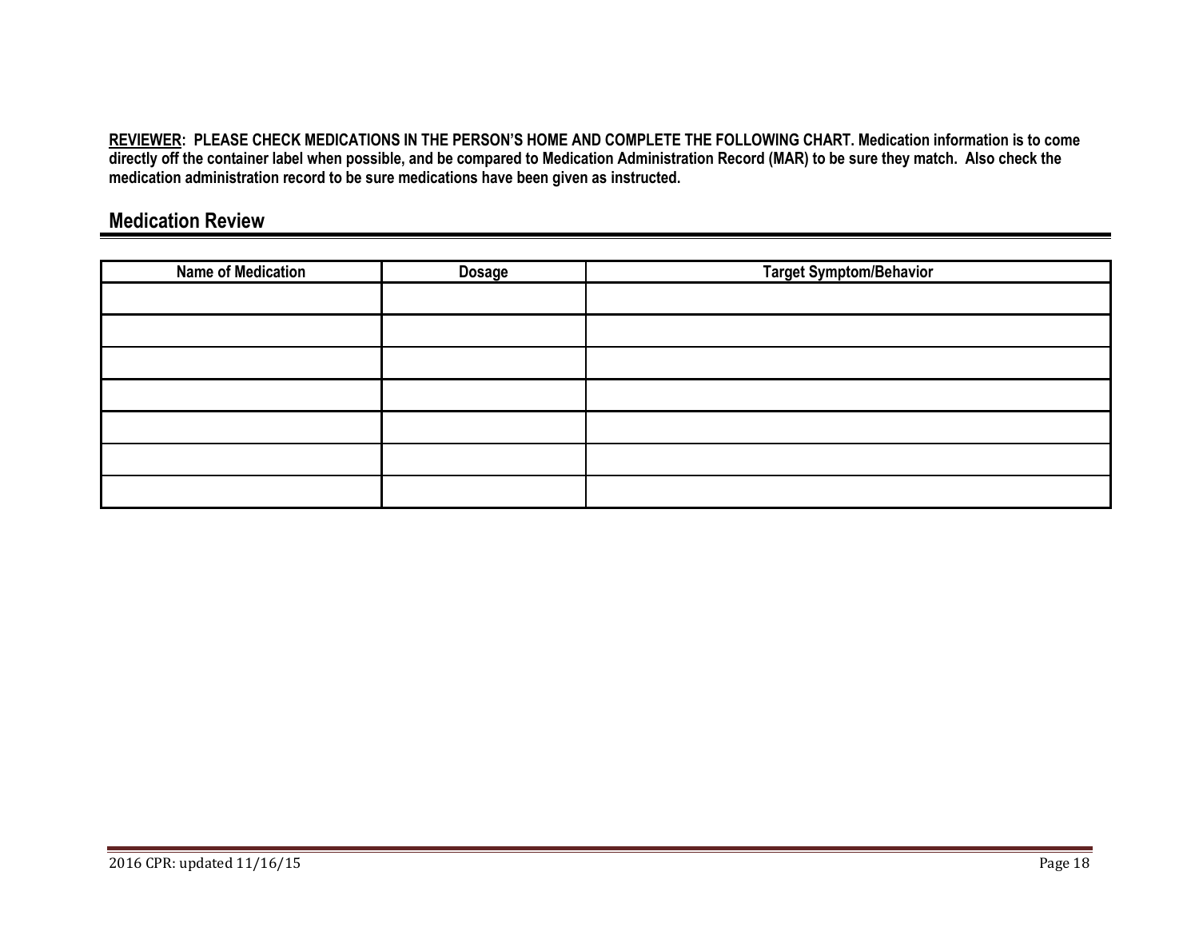**REVIEWER:  PLEASE CHECK MEDICATIONS IN THE PERSON'S HOME AND COMPLETE THE FOLLOWING CHART. Medication information is to come directly off the container label when possible, and be compared to Medication Administration Record (MAR) to be sure they match.  Also check the medication administration record to be sure medications have been given as instructed.**

## Medication Review

| Name of Medication | Dosage | Target Symptom/Behavior |
|---|---|---|
| | | |
| | | |
| | | |
| | | |
| | | |
| | | |
| | | |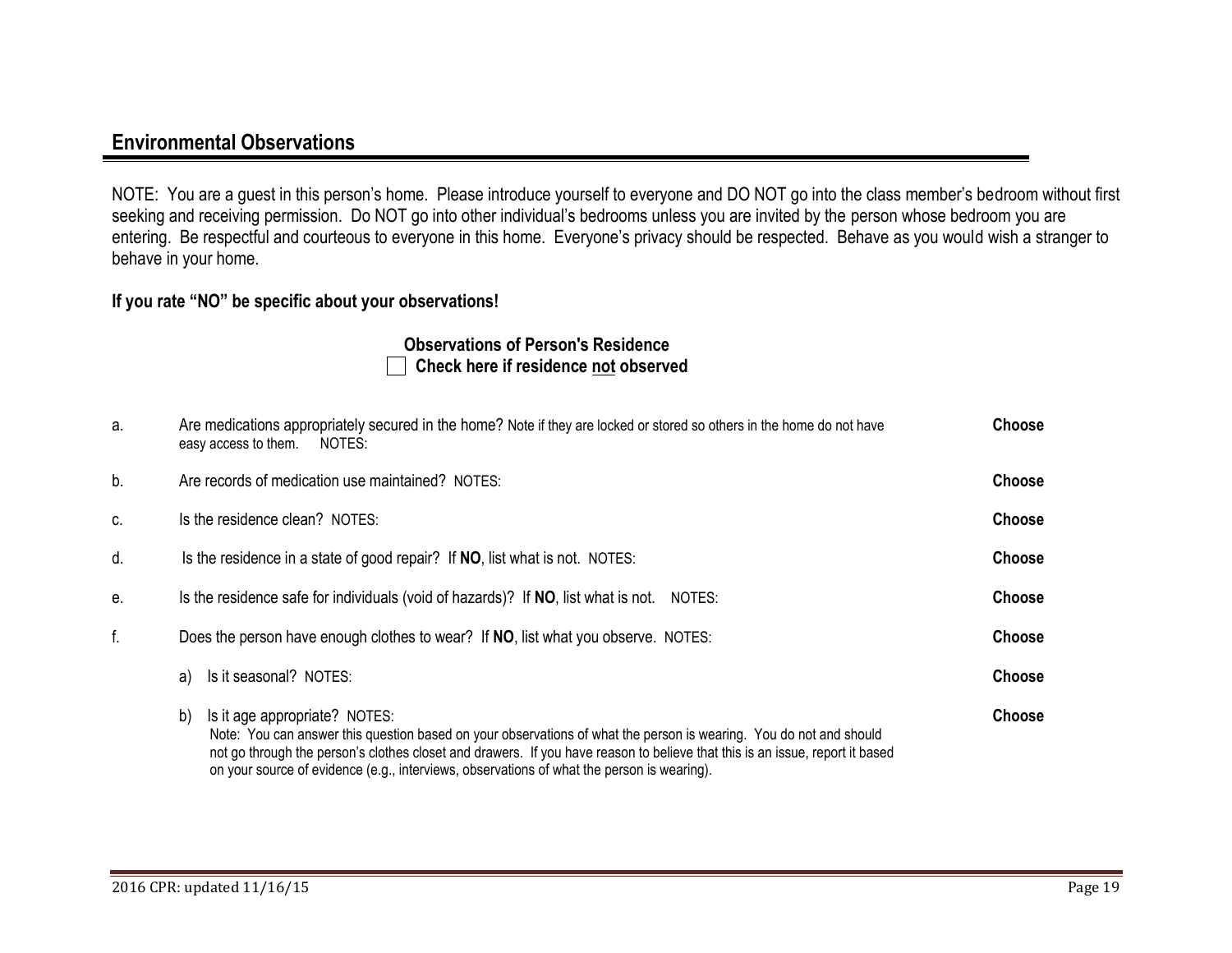## Environmental Observations

NOTE: You are a guest in this person's home. Please introduce yourself to everyone and DO NOT go into the class member's bedroom without first seeking and receiving permission. Do NOT go into other individual's bedrooms unless you are invited by the person whose bedroom you are entering. Be respectful and courteous to everyone in this home. Everyone's privacy should be respected. Behave as you would wish a stranger to behave in your home.

**If you rate "NO" be specific about your observations!**

**Observations of Person's Residence**

☐ **Check here if residence not observed**

a. Are medications appropriately secured in the home? Note if they are locked or stored so others in the home do not have easy access to them. NOTES: **Choose**

b. Are records of medication use maintained? NOTES: **Choose**

c. Is the residence clean? NOTES: **Choose**

d. Is the residence in a state of good repair? If **NO**, list what is not. NOTES: **Choose**

e. Is the residence safe for individuals (void of hazards)? If **NO**, list what is not. NOTES: **Choose**

f. Does the person have enough clothes to wear? If **NO**, list what you observe. NOTES: **Choose**

  a) Is it seasonal? NOTES: **Choose**

  b) Is it age appropriate? NOTES: **Choose**
  Note: You can answer this question based on your observations of what the person is wearing. You do not and should not go through the person's clothes closet and drawers. If you have reason to believe that this is an issue, report it based on your source of evidence (e.g., interviews, observations of what the person is wearing).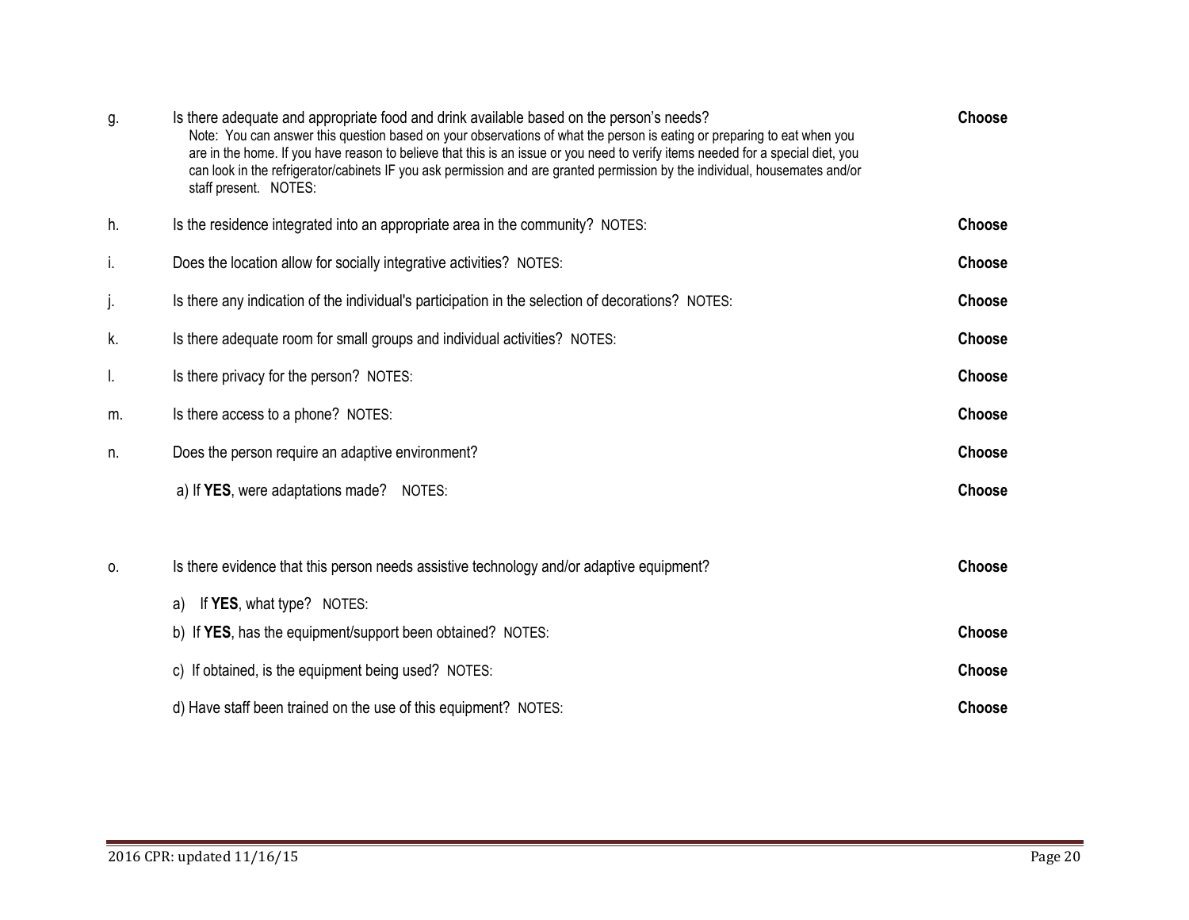g. Is there adequate and appropriate food and drink available based on the person's needs? **Choose**
Note: You can answer this question based on your observations of what the person is eating or preparing to eat when you are in the home. If you have reason to believe that this is an issue or you need to verify items needed for a special diet, you can look in the refrigerator/cabinets IF you ask permission and are granted permission by the individual, housemates and/or staff present. NOTES:

h. Is the residence integrated into an appropriate area in the community? NOTES: **Choose**

i. Does the location allow for socially integrative activities? NOTES: **Choose**

j. Is there any indication of the individual's participation in the selection of decorations? NOTES: **Choose**

k. Is there adequate room for small groups and individual activities? NOTES: **Choose**

l. Is there privacy for the person? NOTES: **Choose**

m. Is there access to a phone? NOTES: **Choose**

n. Does the person require an adaptive environment? **Choose**

a) If **YES**, were adaptations made? NOTES: **Choose**

o. Is there evidence that this person needs assistive technology and/or adaptive equipment? **Choose**

a) If **YES**, what type? NOTES:

b) If **YES**, has the equipment/support been obtained? NOTES: **Choose**

c) If obtained, is the equipment being used? NOTES: **Choose**

d) Have staff been trained on the use of this equipment? NOTES: **Choose**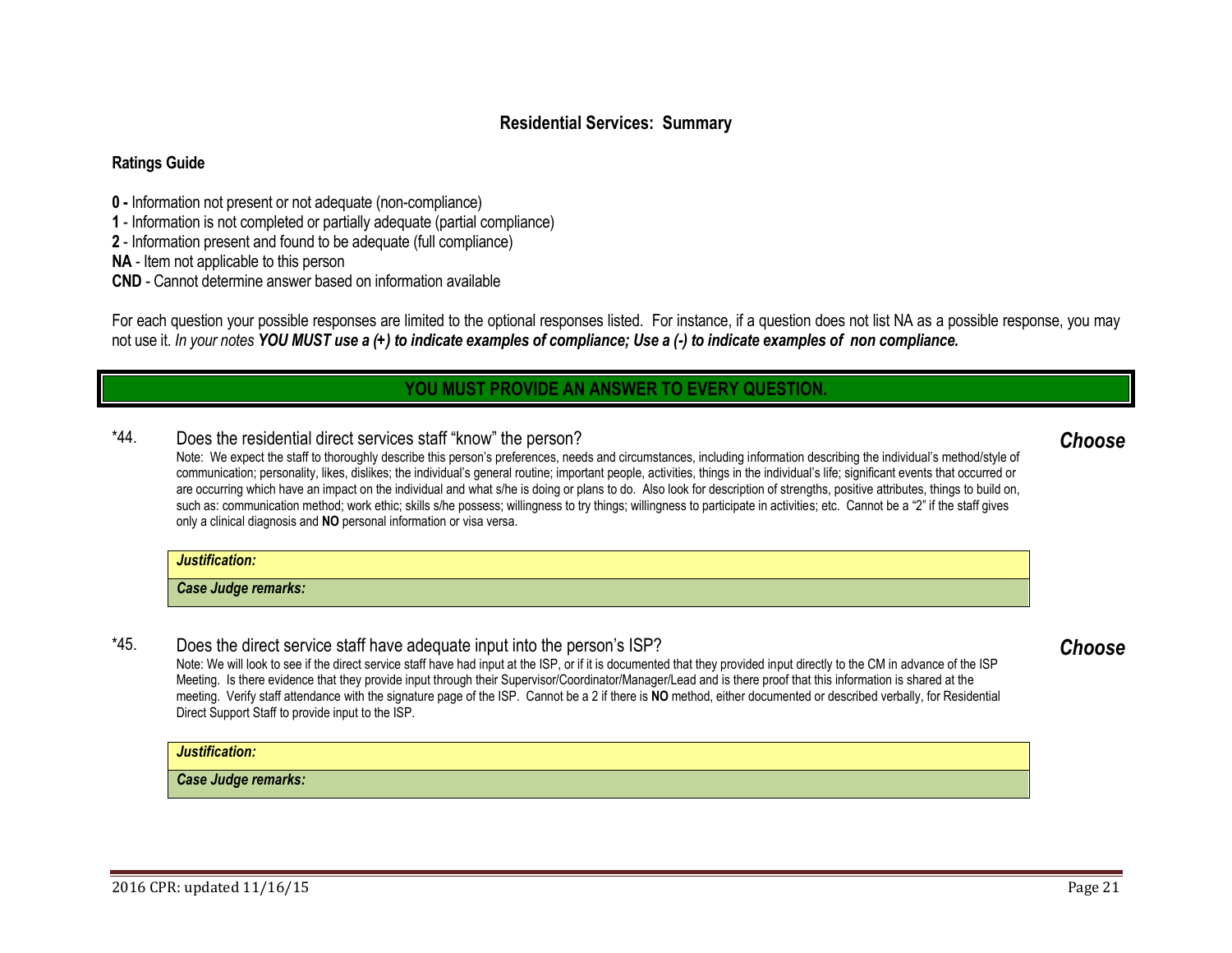## Residential Services: Summary

**Ratings Guide**

**0 -** Information not present or not adequate (non-compliance)
**1** - Information is not completed or partially adequate (partial compliance)
**2** - Information present and found to be adequate (full compliance)
**NA** - Item not applicable to this person
**CND** - Cannot determine answer based on information available

For each question your possible responses are limited to the optional responses listed. For instance, if a question does not list NA as a possible response, you may not use it. *In your notes **YOU MUST use a (+) to indicate examples of compliance; Use a (-) to indicate examples of non compliance.***

**YOU MUST PROVIDE AN ANSWER TO EVERY QUESTION.**

*44. Does the residential direct services staff "know" the person? ***Choose***

Note: We expect the staff to thoroughly describe this person's preferences, needs and circumstances, including information describing the individual's method/style of communication; personality, likes, dislikes; the individual's general routine; important people, activities, things in the individual's life; significant events that occurred or are occurring which have an impact on the individual and what s/he is doing or plans to do. Also look for description of strengths, positive attributes, things to build on, such as: communication method; work ethic; skills s/he possess; willingness to try things; willingness to participate in activities; etc. Cannot be a "2" if the staff gives only a clinical diagnosis and **NO** personal information or visa versa.

***Justification:***

***Case Judge remarks:***

*45. Does the direct service staff have adequate input into the person's ISP? ***Choose***

Note: We will look to see if the direct service staff have had input at the ISP, or if it is documented that they provided input directly to the CM in advance of the ISP Meeting. Is there evidence that they provide input through their Supervisor/Coordinator/Manager/Lead and is there proof that this information is shared at the meeting. Verify staff attendance with the signature page of the ISP. Cannot be a 2 if there is **NO** method, either documented or described verbally, for Residential Direct Support Staff to provide input to the ISP.

***Justification:***

***Case Judge remarks:***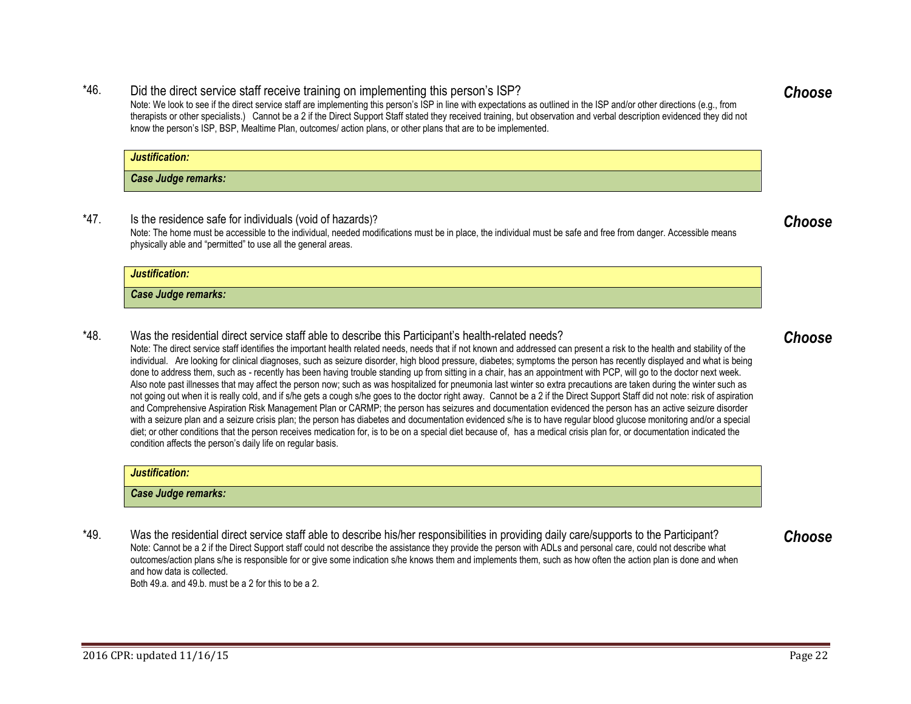*46. Did the direct service staff receive training on implementing this person's ISP? ***Choose***

Note: We look to see if the direct service staff are implementing this person's ISP in line with expectations as outlined in the ISP and/or other directions (e.g., from therapists or other specialists.) Cannot be a 2 if the Direct Support Staff stated they received training, but observation and verbal description evidenced they did not know the person's ISP, BSP, Mealtime Plan, outcomes/ action plans, or other plans that are to be implemented.

| ***Justification:*** |
|---|
| ***Case Judge remarks:*** |

*47. Is the residence safe for individuals (void of hazards)? ***Choose***

Note: The home must be accessible to the individual, needed modifications must be in place, the individual must be safe and free from danger. Accessible means physically able and "permitted" to use all the general areas.

| ***Justification:*** |
|---|
| ***Case Judge remarks:*** |

*48. Was the residential direct service staff able to describe this Participant's health-related needs? ***Choose***

Note: The direct service staff identifies the important health related needs, needs that if not known and addressed can present a risk to the health and stability of the individual. Are looking for clinical diagnoses, such as seizure disorder, high blood pressure, diabetes; symptoms the person has recently displayed and what is being done to address them, such as - recently has been having trouble standing up from sitting in a chair, has an appointment with PCP, will go to the doctor next week. Also note past illnesses that may affect the person now; such as was hospitalized for pneumonia last winter so extra precautions are taken during the winter such as not going out when it is really cold, and if s/he gets a cough s/he goes to the doctor right away. Cannot be a 2 if the Direct Support Staff did not note: risk of aspiration and Comprehensive Aspiration Risk Management Plan or CARMP; the person has seizures and documentation evidenced the person has an active seizure disorder with a seizure plan and a seizure crisis plan; the person has diabetes and documentation evidenced s/he is to have regular blood glucose monitoring and/or a special diet; or other conditions that the person receives medication for, is to be on a special diet because of, has a medical crisis plan for, or documentation indicated the condition affects the person's daily life on regular basis.

| ***Justification:*** |
|---|
| ***Case Judge remarks:*** |

*49. Was the residential direct service staff able to describe his/her responsibilities in providing daily care/supports to the Participant? ***Choose***

Note: Cannot be a 2 if the Direct Support staff could not describe the assistance they provide the person with ADLs and personal care, could not describe what outcomes/action plans s/he is responsible for or give some indication s/he knows them and implements them, such as how often the action plan is done and when and how data is collected.

Both 49.a. and 49.b. must be a 2 for this to be a 2.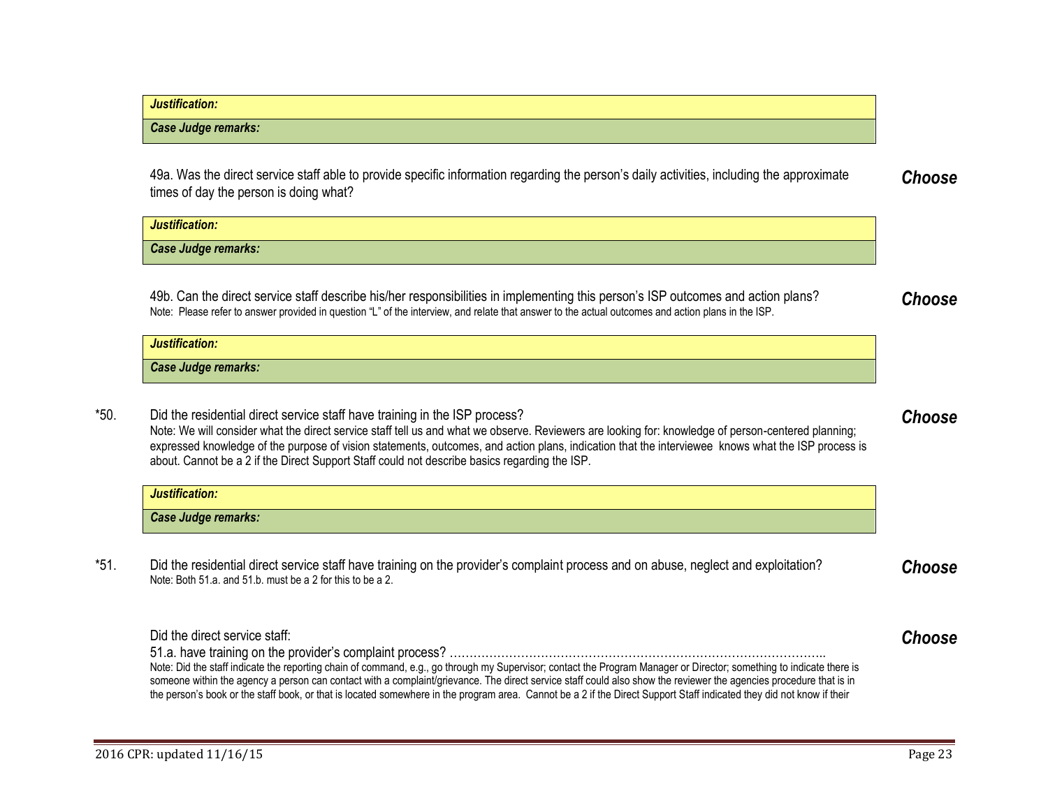***Justification:***

***Case Judge remarks:***

49a. Was the direct service staff able to provide specific information regarding the person's daily activities, including the approximate times of day the person is doing what? ***Choose***

***Justification:***

***Case Judge remarks:***

49b. Can the direct service staff describe his/her responsibilities in implementing this person's ISP outcomes and action plans? ***Choose***

Note: Please refer to answer provided in question "L" of the interview, and relate that answer to the actual outcomes and action plans in the ISP.

***Justification:***

***Case Judge remarks:***

*50. Did the residential direct service staff have training in the ISP process? ***Choose***

Note: We will consider what the direct service staff tell us and what we observe. Reviewers are looking for: knowledge of person-centered planning; expressed knowledge of the purpose of vision statements, outcomes, and action plans, indication that the interviewee knows what the ISP process is about. Cannot be a 2 if the Direct Support Staff could not describe basics regarding the ISP.

***Justification:***

***Case Judge remarks:***

*51. Did the residential direct service staff have training on the provider's complaint process and on abuse, neglect and exploitation? ***Choose***

Note: Both 51.a. and 51.b. must be a 2 for this to be a 2.

Did the direct service staff: ***Choose***

51.a. have training on the provider's complaint process? ……………………………………………………………………………………..

Note: Did the staff indicate the reporting chain of command, e.g., go through my Supervisor; contact the Program Manager or Director; something to indicate there is someone within the agency a person can contact with a complaint/grievance. The direct service staff could also show the reviewer the agencies procedure that is in the person's book or the staff book, or that is located somewhere in the program area. Cannot be a 2 if the Direct Support Staff indicated they did not know if their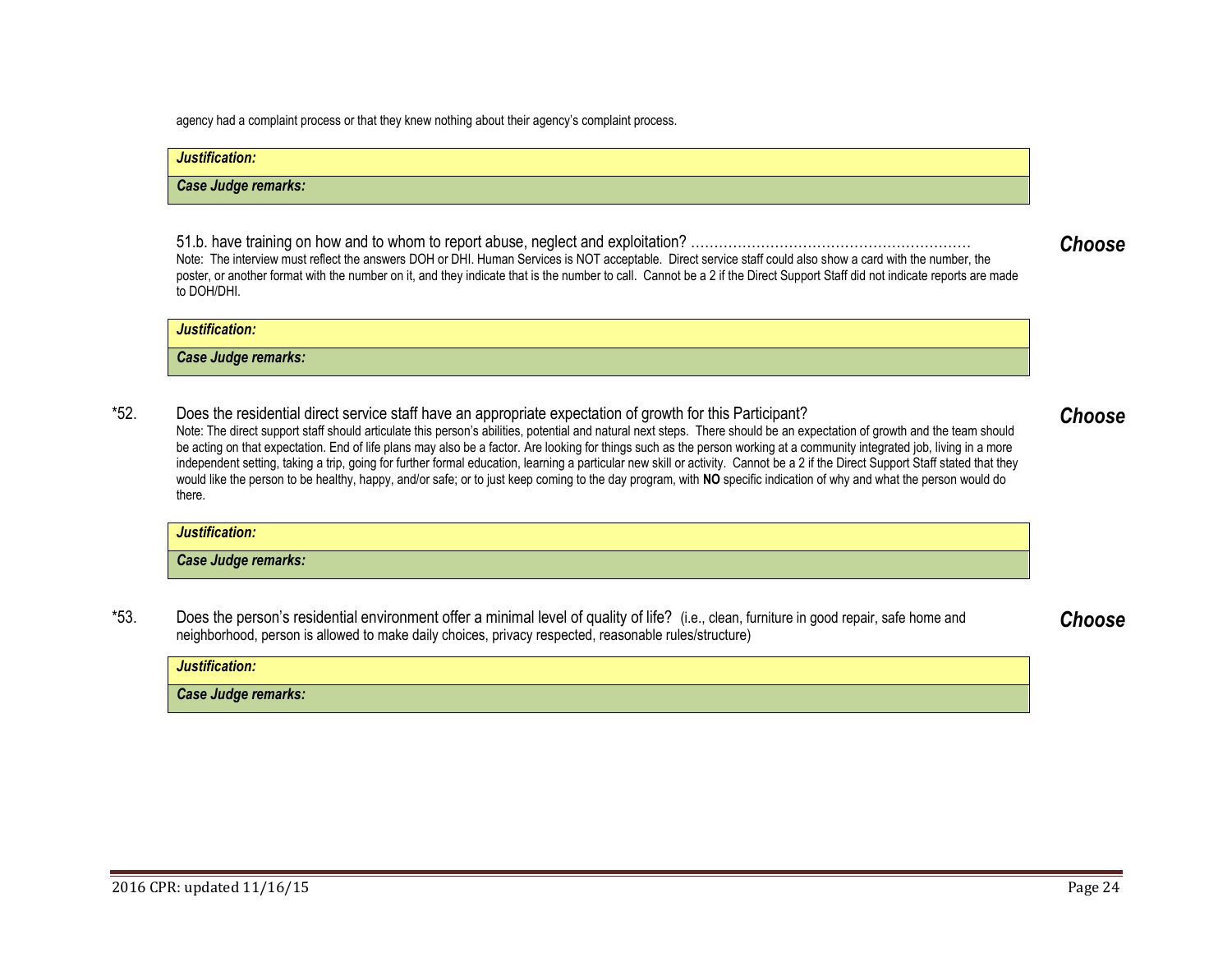agency had a complaint process or that they knew nothing about their agency's complaint process.

| ***Justification:*** |
|---|
| ***Case Judge remarks:*** |

51.b. have training on how and to whom to report abuse, neglect and exploitation? ………………………………………………… ***Choose***

Note: The interview must reflect the answers DOH or DHI. Human Services is NOT acceptable. Direct service staff could also show a card with the number, the poster, or another format with the number on it, and they indicate that is the number to call. Cannot be a 2 if the Direct Support Staff did not indicate reports are made to DOH/DHI.

| ***Justification:*** |
|---|
| ***Case Judge remarks:*** |

*52. Does the residential direct service staff have an appropriate expectation of growth for this Participant? ***Choose***

Note: The direct support staff should articulate this person's abilities, potential and natural next steps. There should be an expectation of growth and the team should be acting on that expectation. End of life plans may also be a factor. Are looking for things such as the person working at a community integrated job, living in a more independent setting, taking a trip, going for further formal education, learning a particular new skill or activity. Cannot be a 2 if the Direct Support Staff stated that they would like the person to be healthy, happy, and/or safe; or to just keep coming to the day program, with **NO** specific indication of why and what the person would do there.

| ***Justification:*** |
|---|
| ***Case Judge remarks:*** |

*53. Does the person's residential environment offer a minimal level of quality of life? (i.e., clean, furniture in good repair, safe home and neighborhood, person is allowed to make daily choices, privacy respected, reasonable rules/structure) ***Choose***

| ***Justification:*** |
|---|
| ***Case Judge remarks:*** |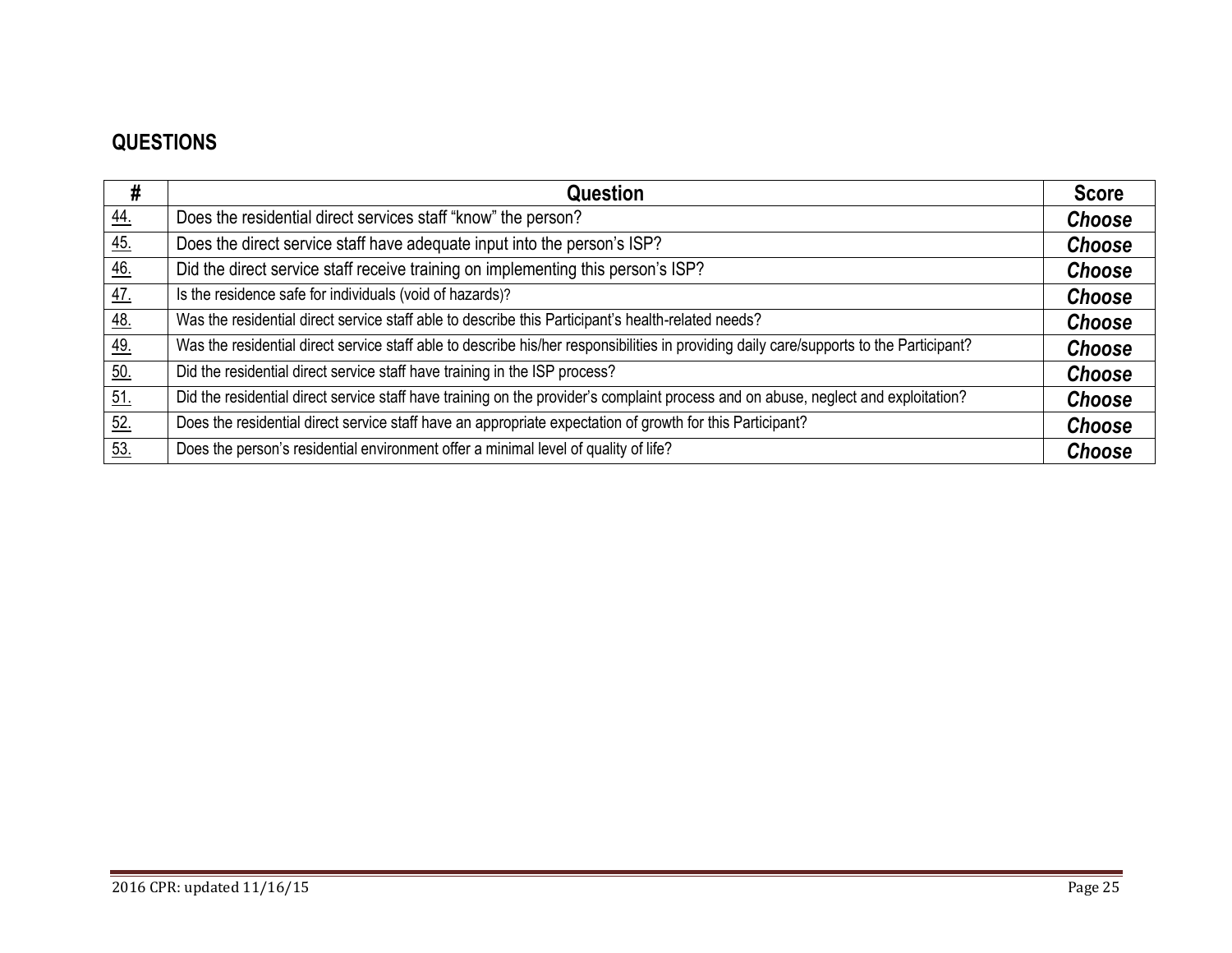## QUESTIONS

| # | Question | Score |
|---|---|---|
| 44. | Does the residential direct services staff "know" the person? | ***Choose*** |
| 45. | Does the direct service staff have adequate input into the person's ISP? | ***Choose*** |
| 46. | Did the direct service staff receive training on implementing this person's ISP? | ***Choose*** |
| 47. | Is the residence safe for individuals (void of hazards)? | ***Choose*** |
| 48. | Was the residential direct service staff able to describe this Participant's health-related needs? | ***Choose*** |
| 49. | Was the residential direct service staff able to describe his/her responsibilities in providing daily care/supports to the Participant? | ***Choose*** |
| 50. | Did the residential direct service staff have training in the ISP process? | ***Choose*** |
| 51. | Did the residential direct service staff have training on the provider's complaint process and on abuse, neglect and exploitation? | ***Choose*** |
| 52. | Does the residential direct service staff have an appropriate expectation of growth for this Participant? | ***Choose*** |
| 53. | Does the person's residential environment offer a minimal level of quality of life? | ***Choose*** |